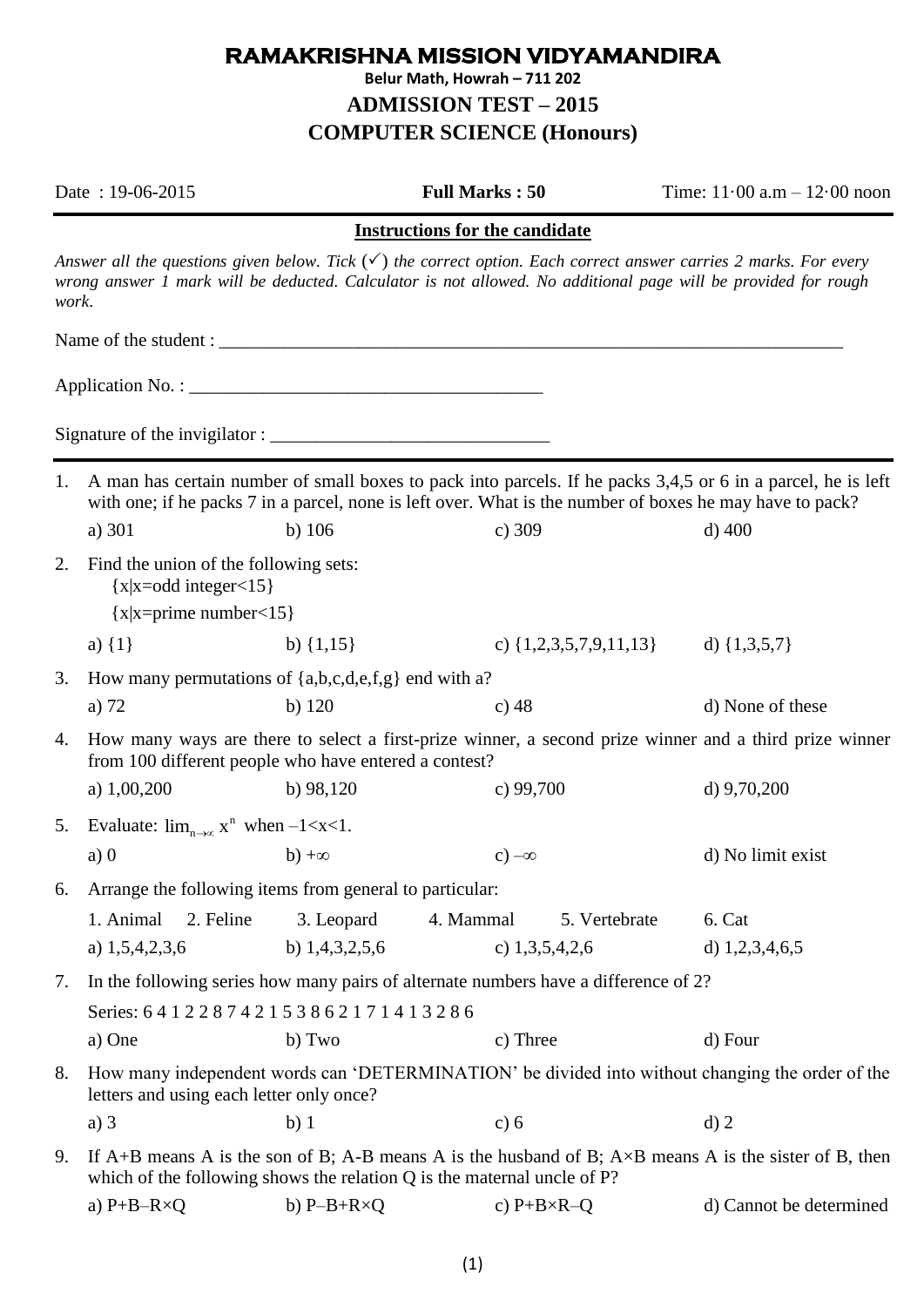# RAMAKRISHNA MISSION VIDYAMANDIRA

**Belur Math, Howrah – 711 202**

## ADMISSION TEST – 2015

## COMPUTER SCIENCE (Honours)

Date : 19-06-2015 **Full Marks : 50** Time: 11·00 a.m – 12·00 noon

**Instructions for the candidate**

*Answer all the questions given below. Tick (✓) the correct option. Each correct answer carries 2 marks. For every wrong answer 1 mark will be deducted. Calculator is not allowed. No additional page will be provided for rough work.*

Name of the student : ________________________________________________________________________

Application No. : ______________________________________

Signature of the invigilator : ______________________________

1. A man has certain number of small boxes to pack into parcels. If he packs 3,4,5 or 6 in a parcel, he is left with one; if he packs 7 in a parcel, none is left over. What is the number of boxes he may have to pack?

   a) 301 b) 106 c) 309 d) 400

2. Find the union of the following sets:
   {x|x=odd integer<15}
   {x|x=prime number<15}

   a) {1} b) {1,15} c) {1,2,3,5,7,9,11,13} d) {1,3,5,7}

3. How many permutations of {a,b,c,d,e,f,g} end with a?

   a) 72 b) 120 c) 48 d) None of these

4. How many ways are there to select a first-prize winner, a second prize winner and a third prize winner from 100 different people who have entered a contest?

   a) 1,00,200 b) 98,120 c) 99,700 d) 9,70,200

5. Evaluate: $\lim_{n\to\infty} x^n$ when $-1<x<1$.

   a) 0 b) $+\infty$ c) $-\infty$ d) No limit exist

6. Arrange the following items from general to particular:

   1. Animal 2. Feline 3. Leopard 4. Mammal 5. Vertebrate 6. Cat

   a) 1,5,4,2,3,6 b) 1,4,3,2,5,6 c) 1,3,5,4,2,6 d) 1,2,3,4,6,5

7. In the following series how many pairs of alternate numbers have a difference of 2?

   Series: 6 4 1 2 2 8 7 4 2 1 5 3 8 6 2 1 7 1 4 1 3 2 8 6

   a) One b) Two c) Three d) Four

8. How many independent words can 'DETERMINATION' be divided into without changing the order of the letters and using each letter only once?

   a) 3 b) 1 c) 6 d) 2

9. If A+B means A is the son of B; A-B means A is the husband of B; A×B means A is the sister of B, then which of the following shows the relation Q is the maternal uncle of P?

   a) P+B–R×Q b) P–B+R×Q c) P+B×R–Q d) Cannot be determined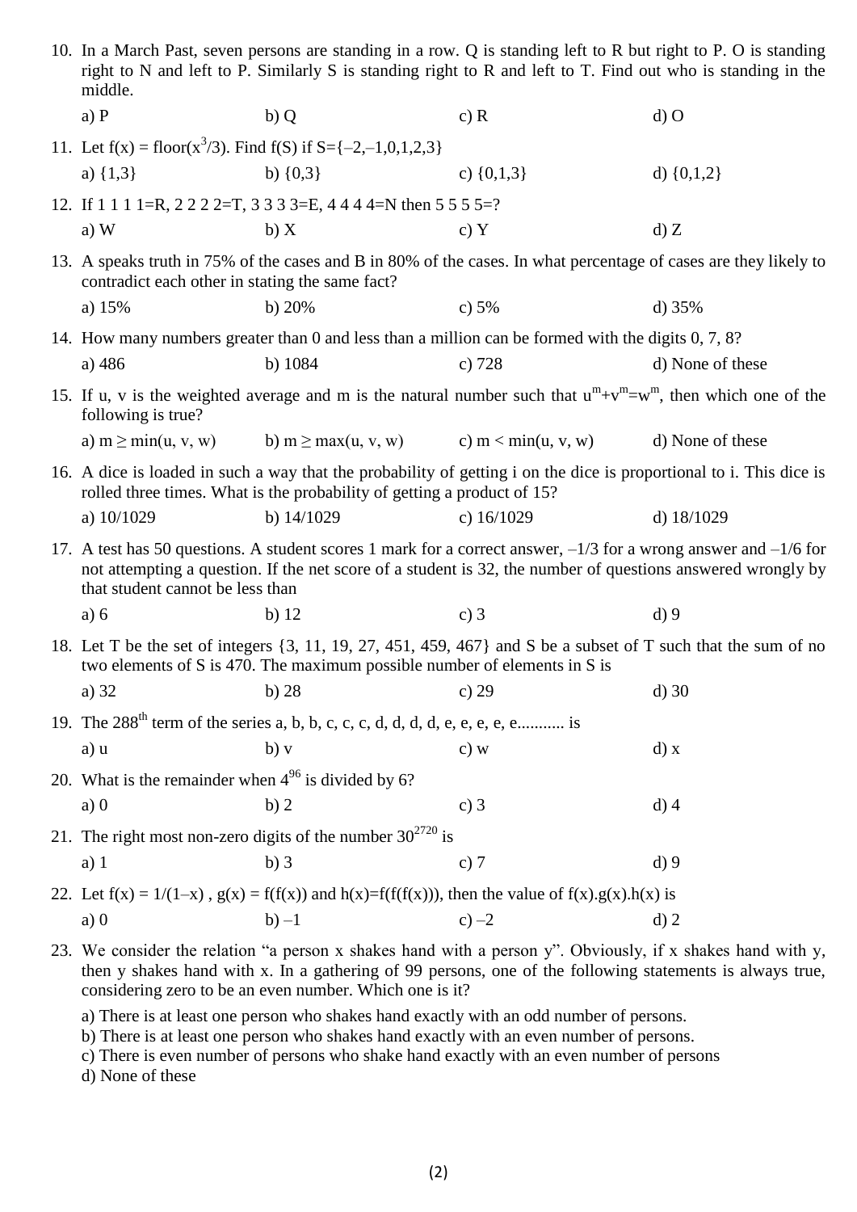10. In a March Past, seven persons are standing in a row. Q is standing left to R but right to P. O is standing right to N and left to P. Similarly S is standing right to R and left to T. Find out who is standing in the middle.

    a) P  b) Q  c) R  d) O

11. Let $f(x) = \text{floor}(x^3/3)$. Find $f(S)$ if $S=\{-2,-1,0,1,2,3\}$

    a) $\{1,3\}$  b) $\{0,3\}$  c) $\{0,1,3\}$  d) $\{0,1,2\}$

12. If 1 1 1 1=R, 2 2 2 2=T, 3 3 3 3=E, 4 4 4 4=N then 5 5 5 5=?

    a) W  b) X  c) Y  d) Z

13. A speaks truth in 75% of the cases and B in 80% of the cases. In what percentage of cases are they likely to contradict each other in stating the same fact?

    a) 15%  b) 20%  c) 5%  d) 35%

14. How many numbers greater than 0 and less than a million can be formed with the digits 0, 7, 8?

    a) 486  b) 1084  c) 728  d) None of these

15. If u, v is the weighted average and m is the natural number such that $u^m+v^m=w^m$, then which one of the following is true?

    a) $m \geq \min(u, v, w)$  b) $m \geq \max(u, v, w)$  c) $m < \min(u, v, w)$  d) None of these

16. A dice is loaded in such a way that the probability of getting i on the dice is proportional to i. This dice is rolled three times. What is the probability of getting a product of 15?

    a) 10/1029  b) 14/1029  c) 16/1029  d) 18/1029

17. A test has 50 questions. A student scores 1 mark for a correct answer, $-1/3$ for a wrong answer and $-1/6$ for not attempting a question. If the net score of a student is 32, the number of questions answered wrongly by that student cannot be less than

    a) 6  b) 12  c) 3  d) 9

18. Let T be the set of integers {3, 11, 19, 27, 451, 459, 467} and S be a subset of T such that the sum of no two elements of S is 470. The maximum possible number of elements in S is

    a) 32  b) 28  c) 29  d) 30

19. The 288[th] term of the series a, b, b, c, c, c, d, d, d, d, e, e, e, e, e........... is

    a) u  b) v  c) w  d) x

20. What is the remainder when $4^{96}$ is divided by 6?

    a) 0  b) 2  c) 3  d) 4

21. The right most non-zero digits of the number $30^{2720}$ is

    a) 1  b) 3  c) 7  d) 9

22. Let $f(x) = 1/(1-x)$ , $g(x) = f(f(x))$ and $h(x)=f(f(f(x)))$, then the value of $f(x).g(x).h(x)$ is

    a) 0  b) $-1$  c) $-2$  d) 2

23. We consider the relation "a person x shakes hand with a person y". Obviously, if x shakes hand with y, then y shakes hand with x. In a gathering of 99 persons, one of the following statements is always true, considering zero to be an even number. Which one is it?

    a) There is at least one person who shakes hand exactly with an odd number of persons.
    b) There is at least one person who shakes hand exactly with an even number of persons.
    c) There is even number of persons who shake hand exactly with an even number of persons
    d) None of these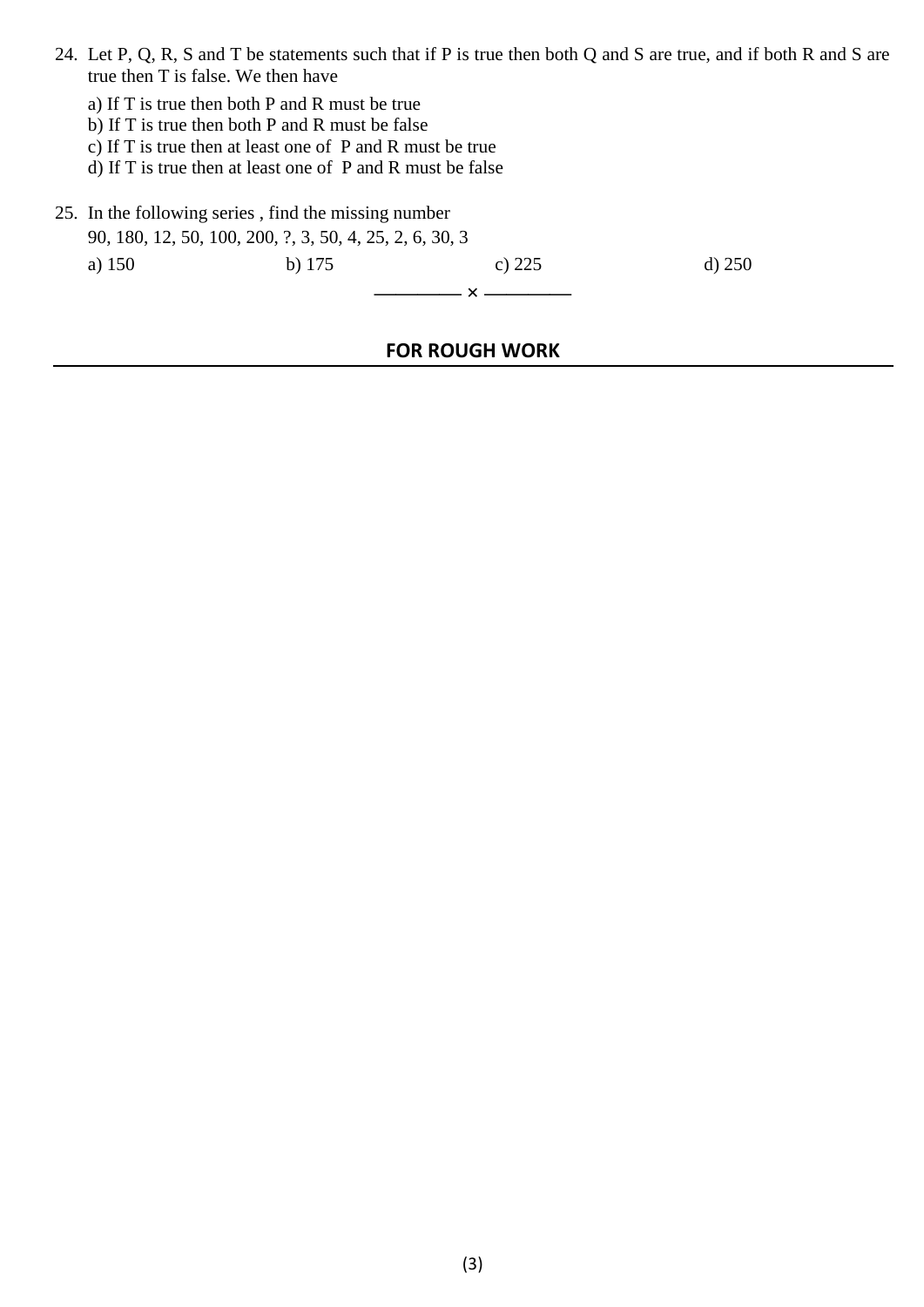24. Let P, Q, R, S and T be statements such that if P is true then both Q and S are true, and if both R and S are true then T is false. We then have

   a) If T is true then both P and R must be true
   b) If T is true then both P and R must be false
   c) If T is true then at least one of P and R must be true
   d) If T is true then at least one of P and R must be false

25. In the following series , find the missing number

   90, 180, 12, 50, 100, 200, ?, 3, 50, 4, 25, 2, 6, 30, 3

   a) 150 b) 175 c) 225 d) 250

——— × ———

**FOR ROUGH WORK**